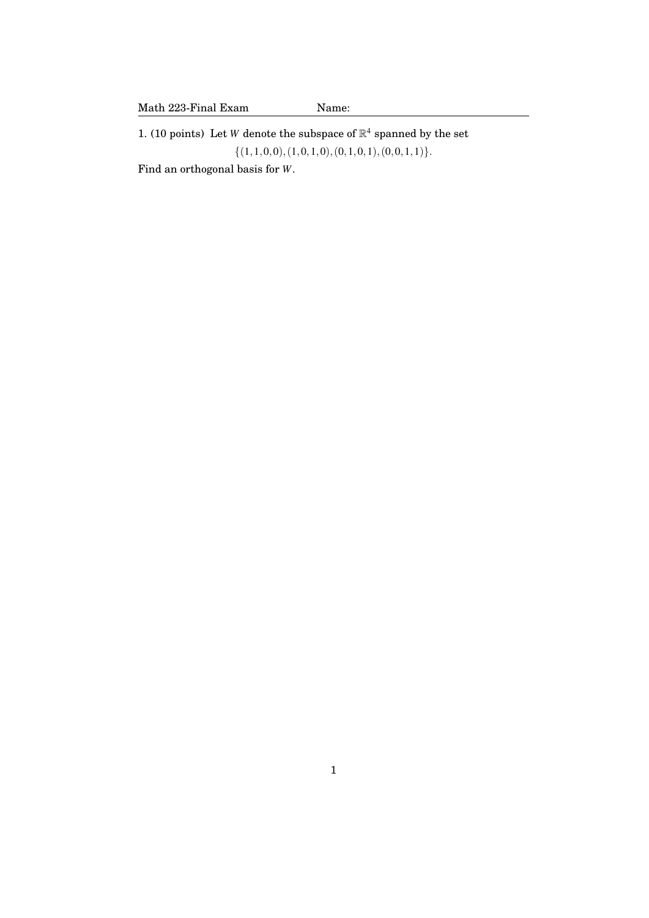Math 223-Final Exam Name:

1. (10 points) Let $W$ denote the subspace of $\mathbb{R}^4$ spanned by the set

$$\{(1,1,0,0),(1,0,1,0),(0,1,0,1),(0,0,1,1)\}.$$

Find an orthogonal basis for $W$.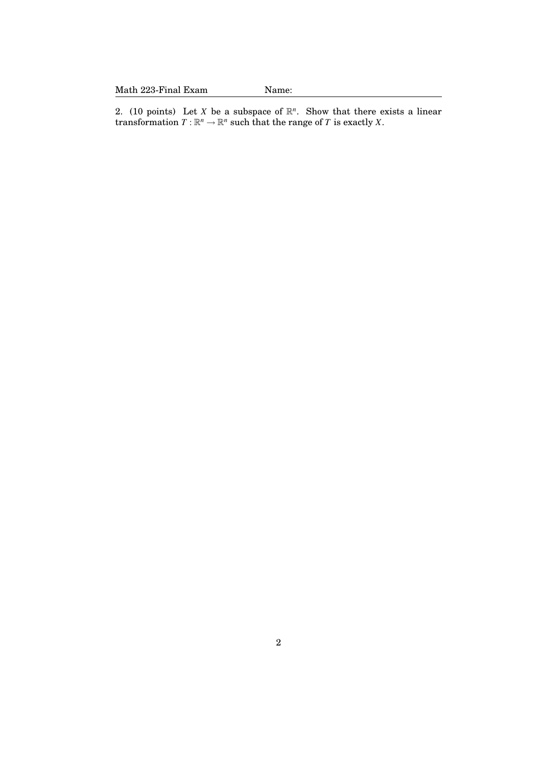2. (10 points) Let $X$ be a subspace of $\mathbb{R}^n$. Show that there exists a linear transformation $T : \mathbb{R}^n \to \mathbb{R}^n$ such that the range of $T$ is exactly $X$.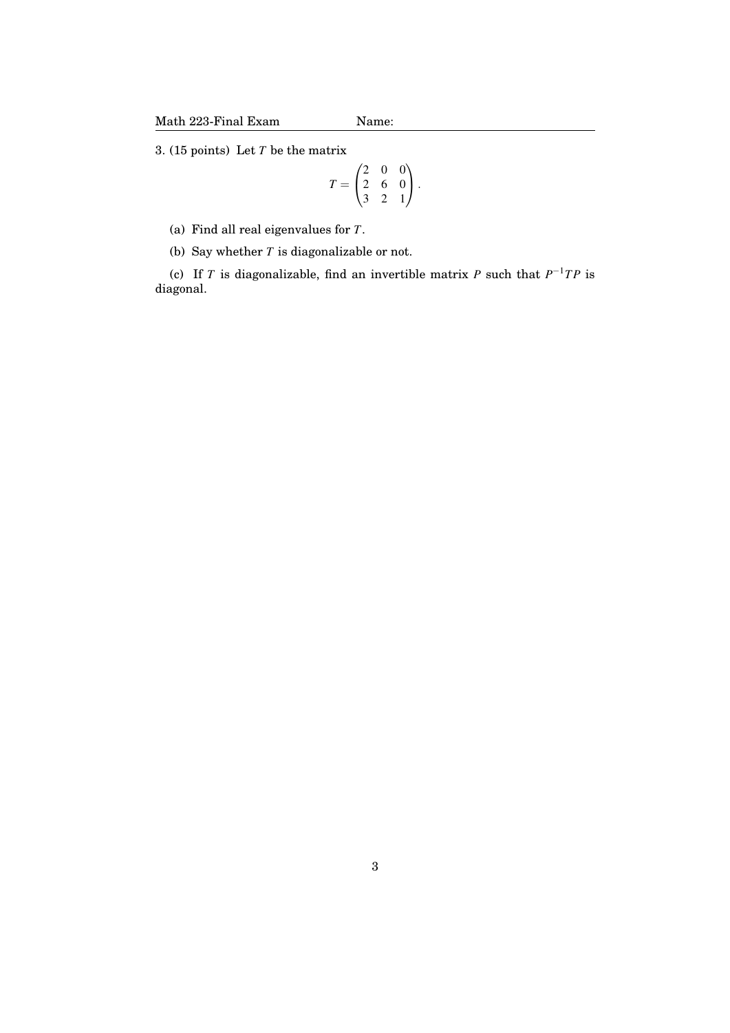3. (15 points) Let $T$ be the matrix

$$T = \begin{pmatrix} 2 & 0 & 0 \\ 2 & 6 & 0 \\ 3 & 2 & 1 \end{pmatrix}.$$

(a) Find all real eigenvalues for $T$.

(b) Say whether $T$ is diagonalizable or not.

(c) If $T$ is diagonalizable, find an invertible matrix $P$ such that $P^{-1}TP$ is diagonal.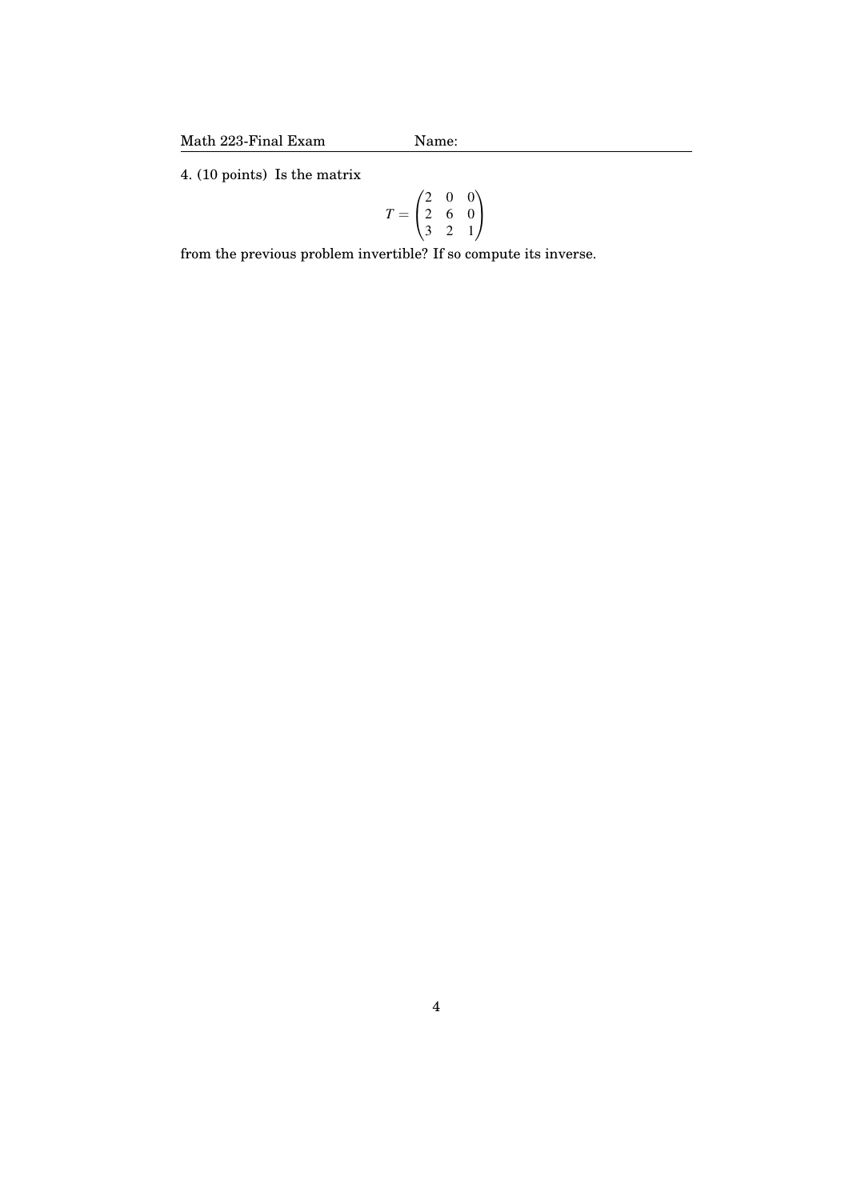4. (10 points) Is the matrix

$$T = \begin{pmatrix} 2 & 0 & 0 \\ 2 & 6 & 0 \\ 3 & 2 & 1 \end{pmatrix}$$

from the previous problem invertible? If so compute its inverse.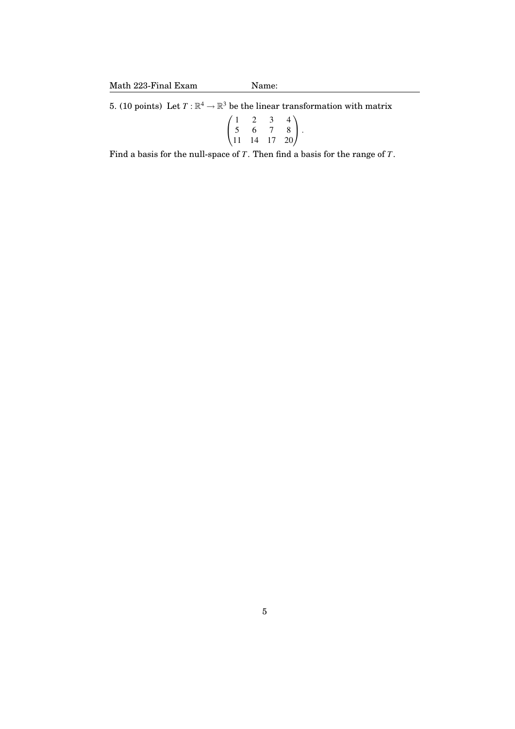5. (10 points) Let $T : \mathbb{R}^4 \to \mathbb{R}^3$ be the linear transformation with matrix

$$\begin{pmatrix} 1 & 2 & 3 & 4 \\ 5 & 6 & 7 & 8 \\ 11 & 14 & 17 & 20 \end{pmatrix}.$$

Find a basis for the null-space of $T$. Then find a basis for the range of $T$.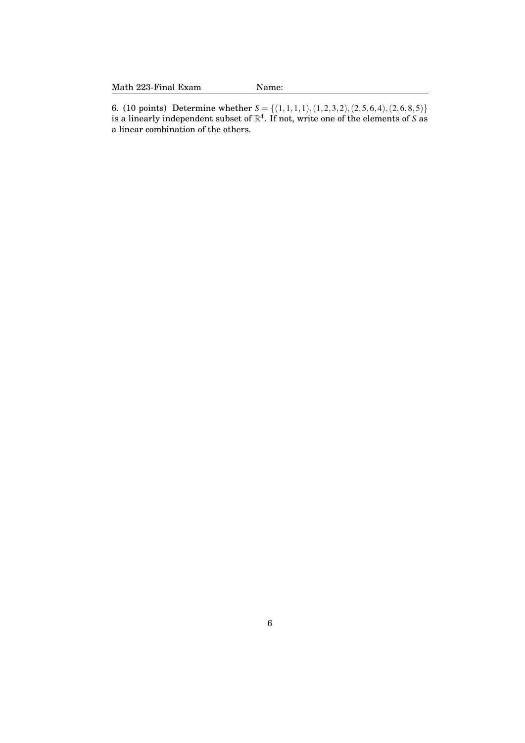6. (10 points) Determine whether $S = \{(1,1,1,1),(1,2,3,2),(2,5,6,4),(2,6,8,5)\}$ is a linearly independent subset of $\mathbb{R}^4$. If not, write one of the elements of $S$ as a linear combination of the others.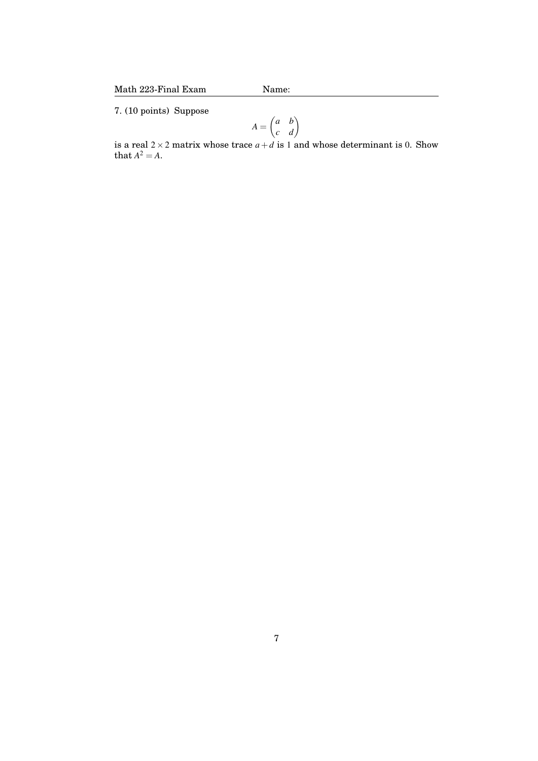7. (10 points) Suppose

$$A = \begin{pmatrix} a & b \\ c & d \end{pmatrix}$$

is a real $2 \times 2$ matrix whose trace $a + d$ is 1 and whose determinant is 0. Show that $A^2 = A$.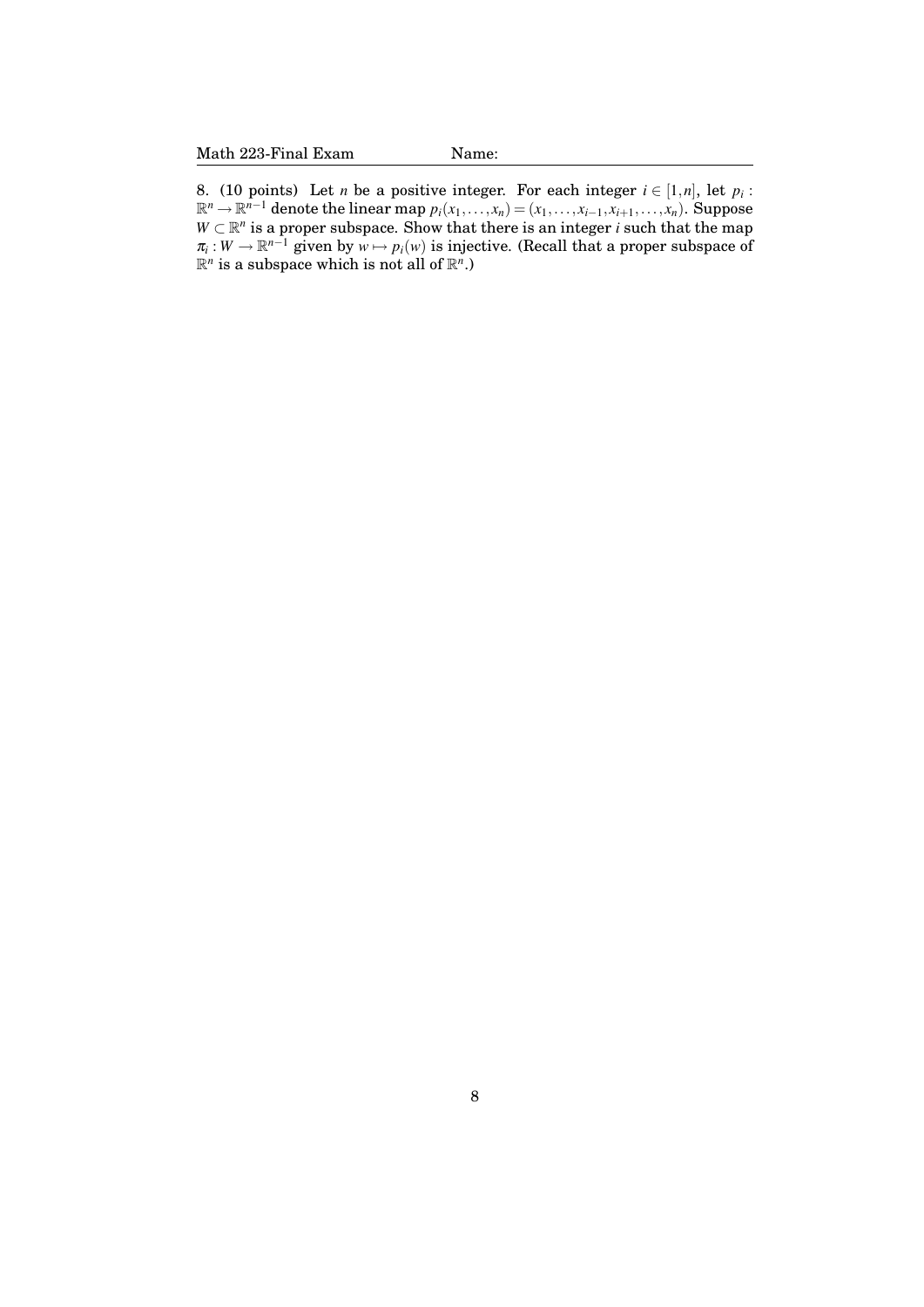8. (10 points) Let $n$ be a positive integer. For each integer $i \in [1,n]$, let $p_i : \mathbb{R}^n \to \mathbb{R}^{n-1}$ denote the linear map $p_i(x_1,\ldots,x_n) = (x_1,\ldots,x_{i-1},x_{i+1},\ldots,x_n)$. Suppose $W \subset \mathbb{R}^n$ is a proper subspace. Show that there is an integer $i$ such that the map $\pi_i : W \to \mathbb{R}^{n-1}$ given by $w \mapsto p_i(w)$ is injective. (Recall that a proper subspace of $\mathbb{R}^n$ is a subspace which is not all of $\mathbb{R}^n$.)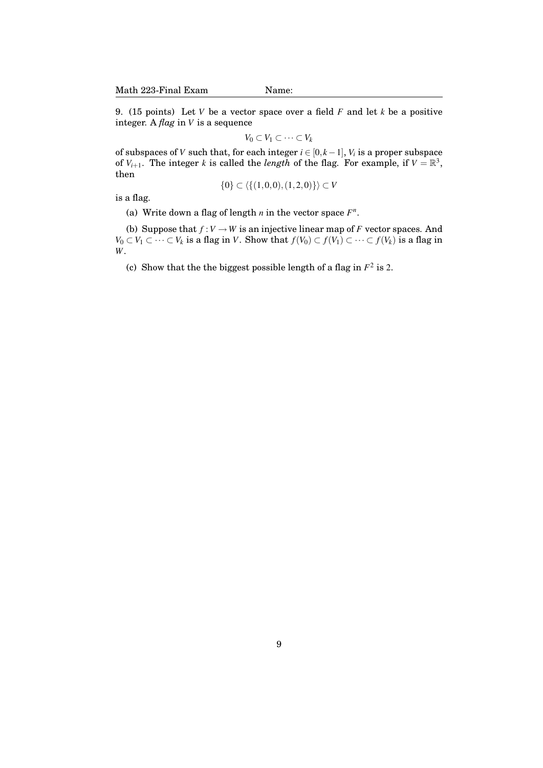9. (15 points) Let $V$ be a vector space over a field $F$ and let $k$ be a positive integer. A *flag* in $V$ is a sequence

$$V_0 \subset V_1 \subset \cdots \subset V_k$$

of subspaces of $V$ such that, for each integer $i \in [0, k-1]$, $V_i$ is a proper subspace of $V_{i+1}$. The integer $k$ is called the *length* of the flag. For example, if $V = \mathbb{R}^3$, then

$$\{0\} \subset \langle\{(1,0,0),(1,2,0)\}\rangle \subset V$$

is a flag.

(a) Write down a flag of length $n$ in the vector space $F^n$.

(b) Suppose that $f : V \to W$ is an injective linear map of $F$ vector spaces. And $V_0 \subset V_1 \subset \cdots \subset V_k$ is a flag in $V$. Show that $f(V_0) \subset f(V_1) \subset \cdots \subset f(V_k)$ is a flag in $W$.

(c) Show that the the biggest possible length of a flag in $F^2$ is 2.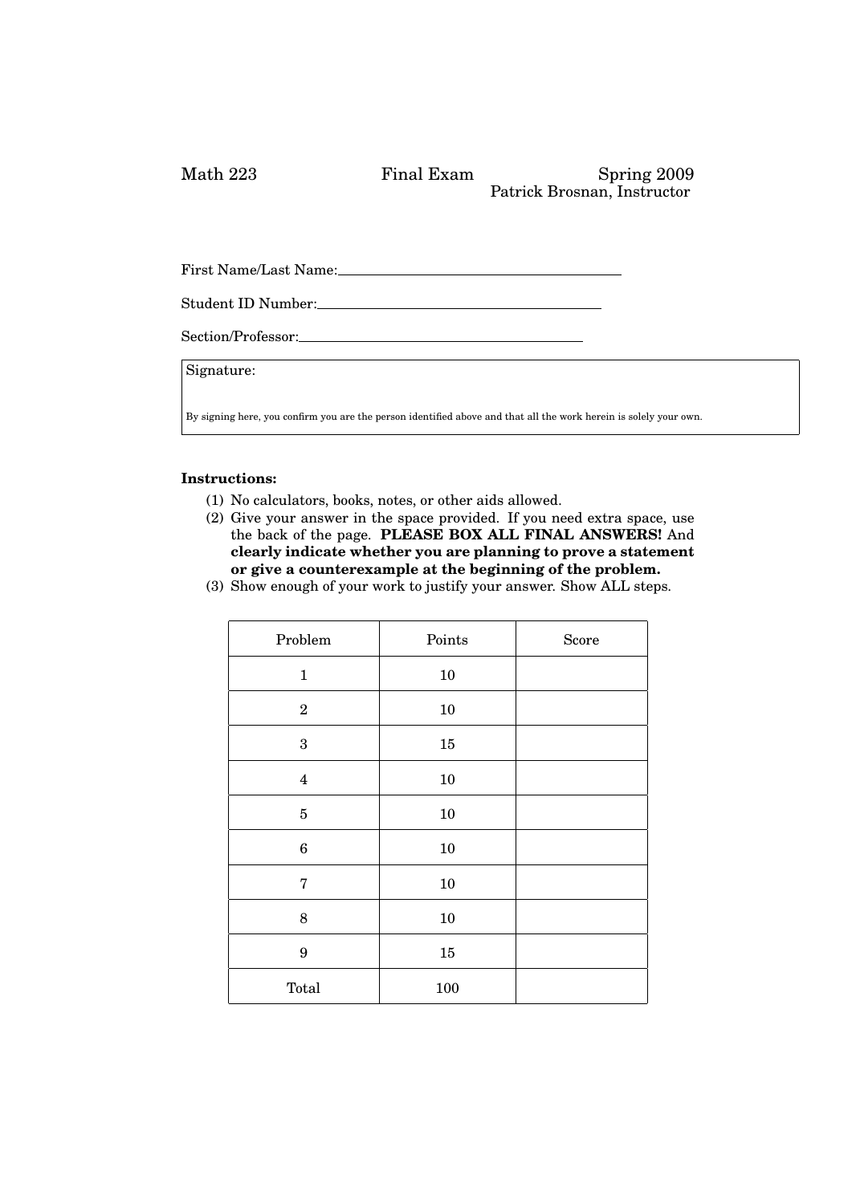Math 223 Final Exam Spring 2009

Patrick Brosnan, Instructor

First Name/Last Name:\_\_\_\_\_\_\_\_\_\_\_\_\_\_\_\_\_\_\_\_\_\_\_\_\_\_\_\_\_\_\_\_\_\_\_\_\_\_

Student ID Number:\_\_\_\_\_\_\_\_\_\_\_\_\_\_\_\_\_\_\_\_\_\_\_\_\_\_\_\_\_\_\_\_\_\_\_\_\_\_

Section/Professor:\_\_\_\_\_\_\_\_\_\_\_\_\_\_\_\_\_\_\_\_\_\_\_\_\_\_\_\_\_\_\_\_\_\_\_\_\_\_

Signature:

By signing here, you confirm you are the person identified above and that all the work herein is solely your own.

**Instructions:**

(1) No calculators, books, notes, or other aids allowed.
(2) Give your answer in the space provided. If you need extra space, use the back of the page. **PLEASE BOX ALL FINAL ANSWERS!** And **clearly indicate whether you are planning to prove a statement or give a counterexample at the beginning of the problem.**
(3) Show enough of your work to justify your answer. Show ALL steps.

| Problem | Points | Score |
|---|---|---|
| 1 | 10 | |
| 2 | 10 | |
| 3 | 15 | |
| 4 | 10 | |
| 5 | 10 | |
| 6 | 10 | |
| 7 | 10 | |
| 8 | 10 | |
| 9 | 15 | |
| Total | 100 | |